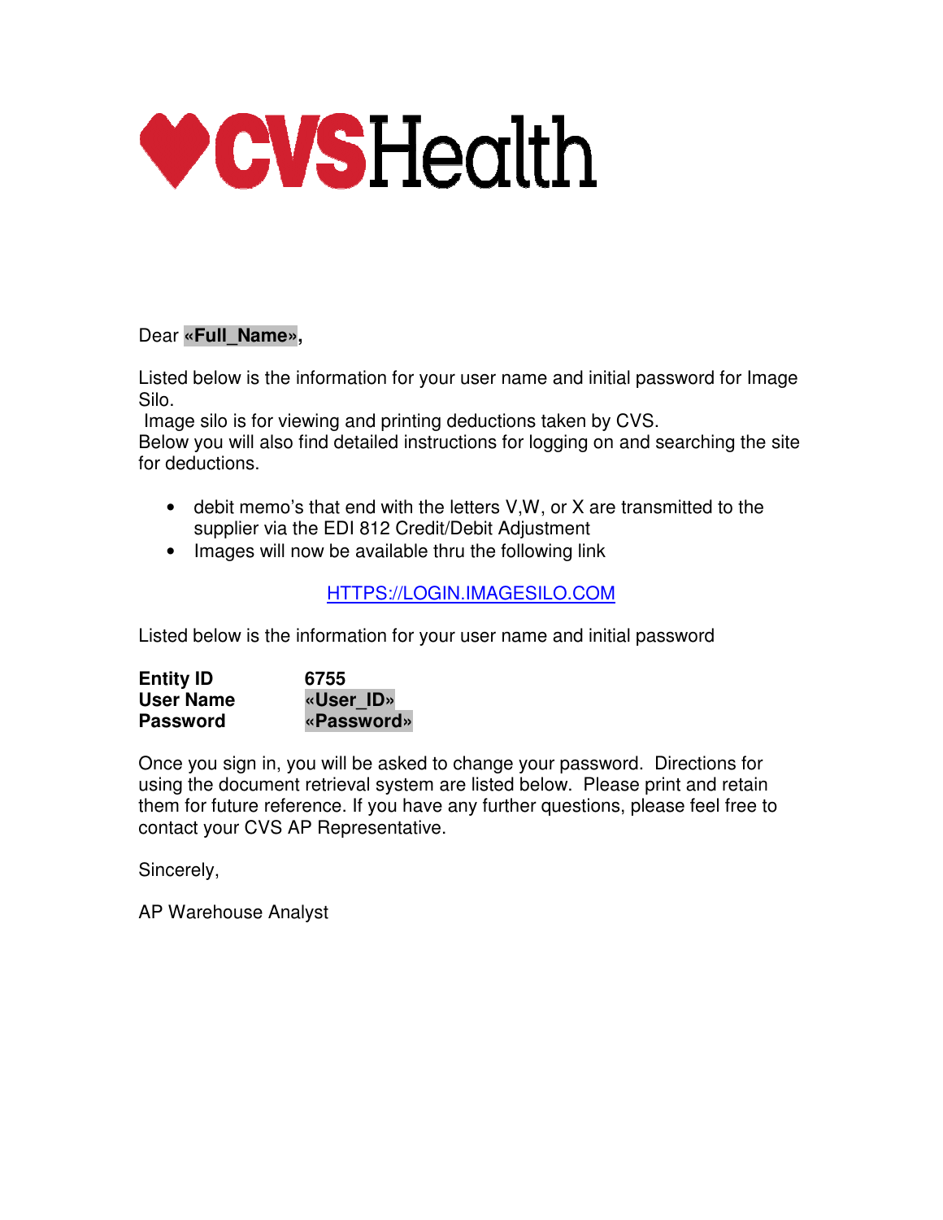**♥CVSHealth**

Dear **«Full_Name»,**

Listed below is the information for your user name and initial password for Image Silo.
Image silo is for viewing and printing deductions taken by CVS.
Below you will also find detailed instructions for logging on and searching the site for deductions.

- debit memo's that end with the letters V,W, or X are transmitted to the supplier via the EDI 812 Credit/Debit Adjustment
- Images will now be available thru the following link

[HTTPS://LOGIN.IMAGESILO.COM](HTTPS://LOGIN.IMAGESILO.COM)

Listed below is the information for your user name and initial password

| | |
|---|---|
| **Entity ID** | **6755** |
| **User Name** | **«User_ID»** |
| **Password** | **«Password»** |

Once you sign in, you will be asked to change your password. Directions for using the document retrieval system are listed below. Please print and retain them for future reference. If you have any further questions, please feel free to contact your CVS AP Representative.

Sincerely,

AP Warehouse Analyst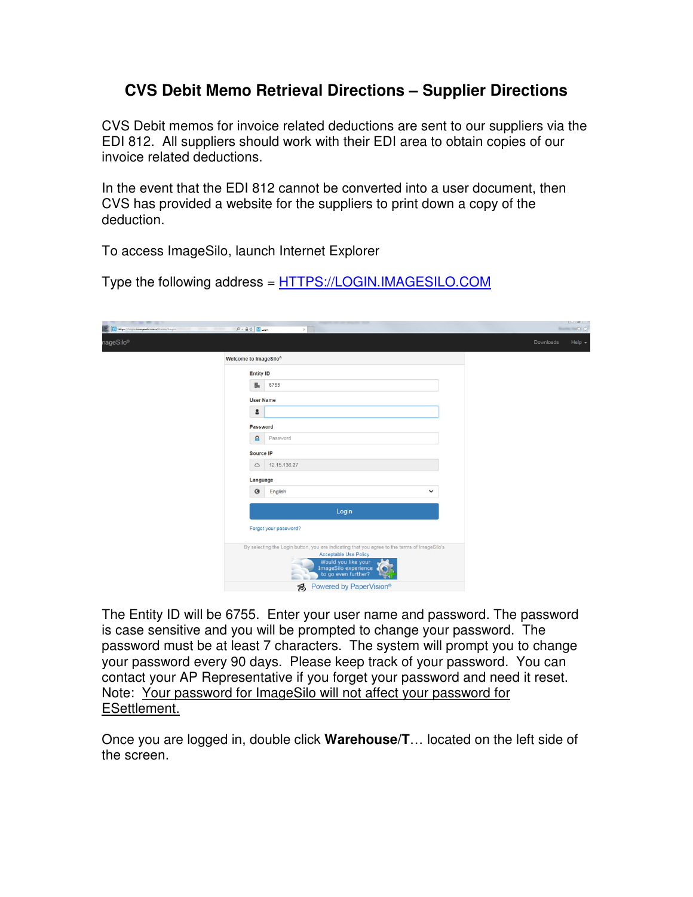# CVS Debit Memo Retrieval Directions – Supplier Directions

CVS Debit memos for invoice related deductions are sent to our suppliers via the EDI 812. All suppliers should work with their EDI area to obtain copies of our invoice related deductions.

In the event that the EDI 812 cannot be converted into a user document, then CVS has provided a website for the suppliers to print down a copy of the deduction.

To access ImageSilo, launch Internet Explorer

Type the following address = [HTTPS://LOGIN.IMAGESILO.COM](https://login.imagesilo.com)

The Entity ID will be 6755. Enter your user name and password. The password is case sensitive and you will be prompted to change your password. The password must be at least 7 characters. The system will prompt you to change your password every 90 days. Please keep track of your password. You can contact your AP Representative if you forget your password and need it reset. Note: <u>Your password for ImageSilo will not affect your password for ESettlement.</u>

Once you are logged in, double click **Warehouse/T**… located on the left side of the screen.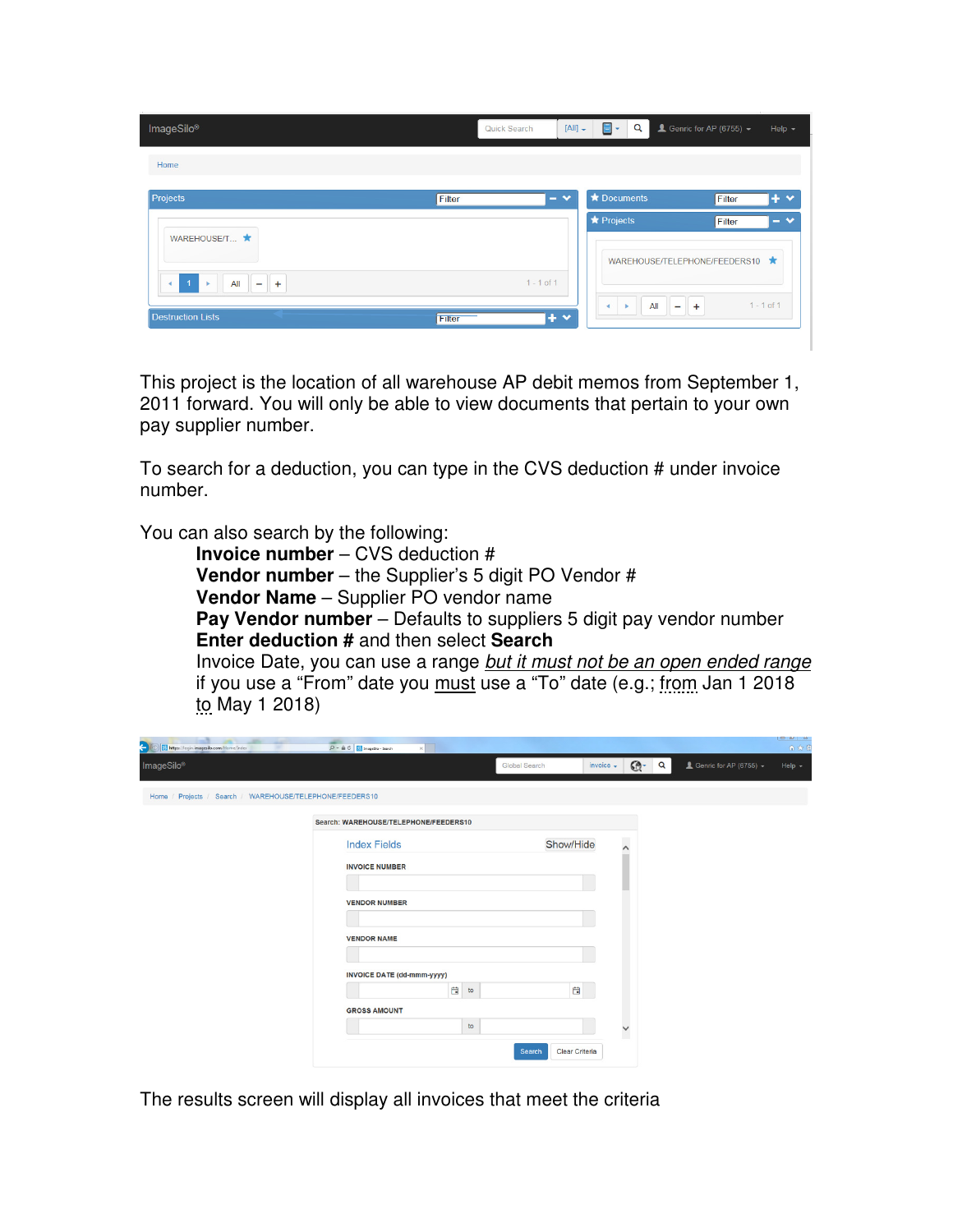This project is the location of all warehouse AP debit memos from September 1, 2011 forward. You will only be able to view documents that pertain to your own pay supplier number.

To search for a deduction, you can type in the CVS deduction # under invoice number.

You can also search by the following:

**Invoice number** – CVS deduction #
**Vendor number** – the Supplier's 5 digit PO Vendor #
**Vendor Name** – Supplier PO vendor name
**Pay Vendor number** – Defaults to suppliers 5 digit pay vendor number
**Enter deduction #** and then select **Search**
Invoice Date, you can use a range *but it must not be an open ended range* if you use a "From" date you must use a "To" date (e.g.; from Jan 1 2018 to May 1 2018)

The results screen will display all invoices that meet the criteria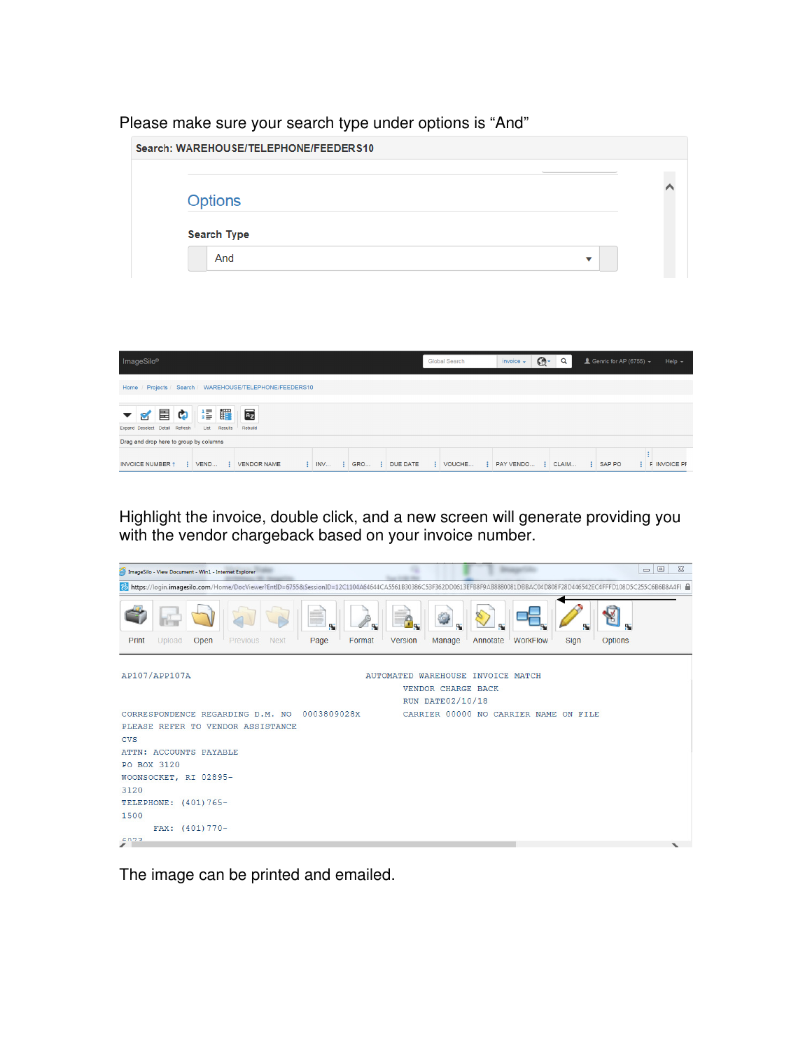Please make sure your search type under options is "And"

Search: WAREHOUSE/TELEPHONE/FEEDERS10

Options

Search Type

And

ImageSilo® Global Search Invoice Genric for AP (6755) Help

Home / Projects / Search / WAREHOUSE/TELEPHONE/FEEDERS10

Expand Deselect Detail Refresh List Results Rebuild

Drag and drop here to group by columns

INVOICE NUMBER ↑ | VEND... | VENDOR NAME | INV... | GRO... | DUE DATE | VOUCHE... | PAY VENDO... | CLAIM... | SAP PO | INVOICE PI

Highlight the invoice, double click, and a new screen will generate providing you with the vendor chargeback based on your invoice number.

ImageSilo - View Document - Win1 - Internet Explorer

Print Upload Open Previous Next Page Format Version Manage Annotate WorkFlow Sign Options

```
AP107/APP107A                              AUTOMATED WAREHOUSE INVOICE MATCH
                                                  VENDOR CHARGE BACK
                                                  RUN DATE02/10/18
CORRESPONDENCE REGARDING D.M. NO   0003809028X    CARRIER 00000 NO CARRIER NAME ON FILE
PLEASE REFER TO VENDOR ASSISTANCE
CVS
ATTN: ACCOUNTS PAYABLE
PO BOX 3120
WOONSOCKET, RI 02895-
3120
TELEPHONE: (401)765-
1500
      FAX: (401)770-
```

The image can be printed and emailed.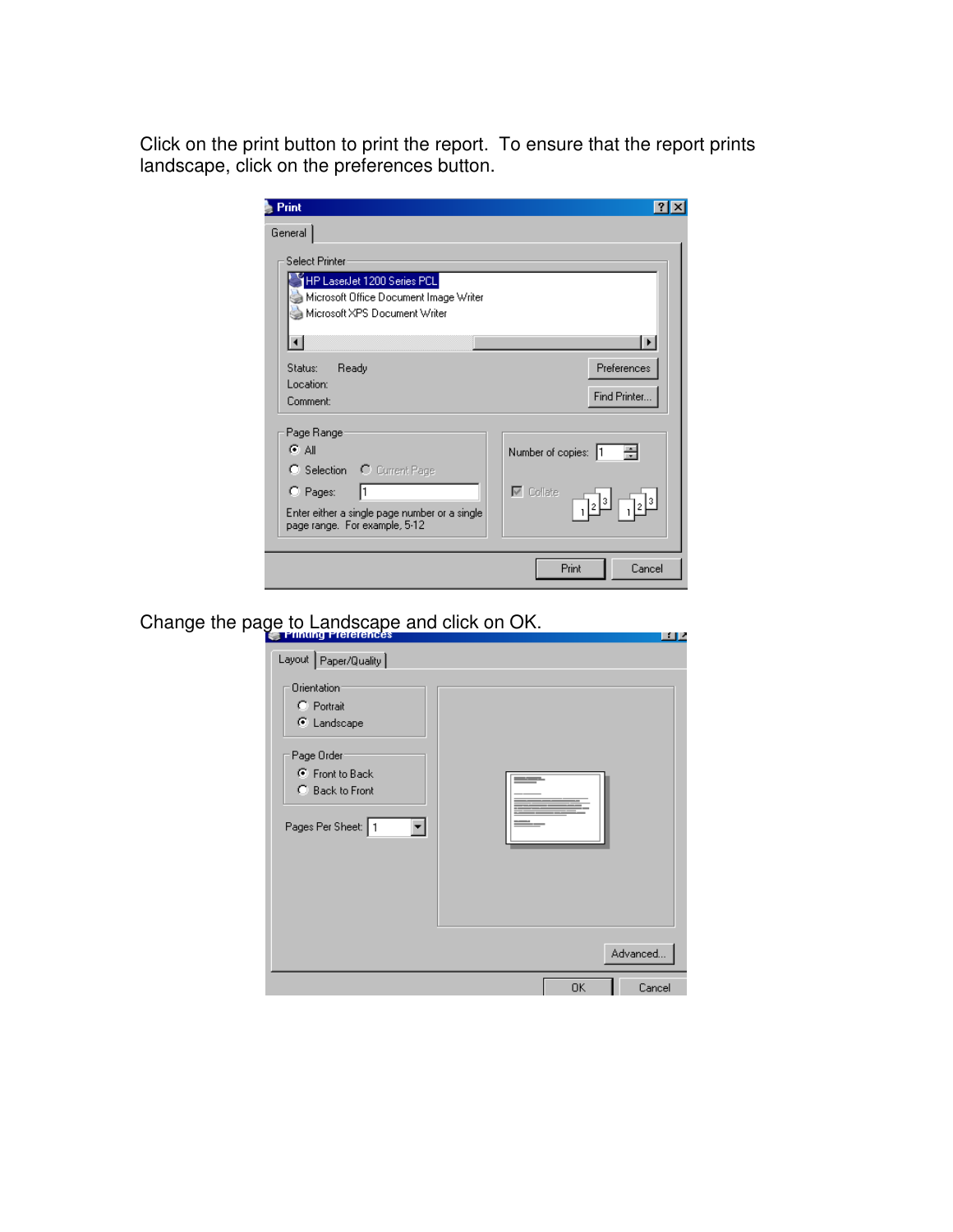Click on the print button to print the report. To ensure that the report prints landscape, click on the preferences button.

Change the page to Landscape and click on OK.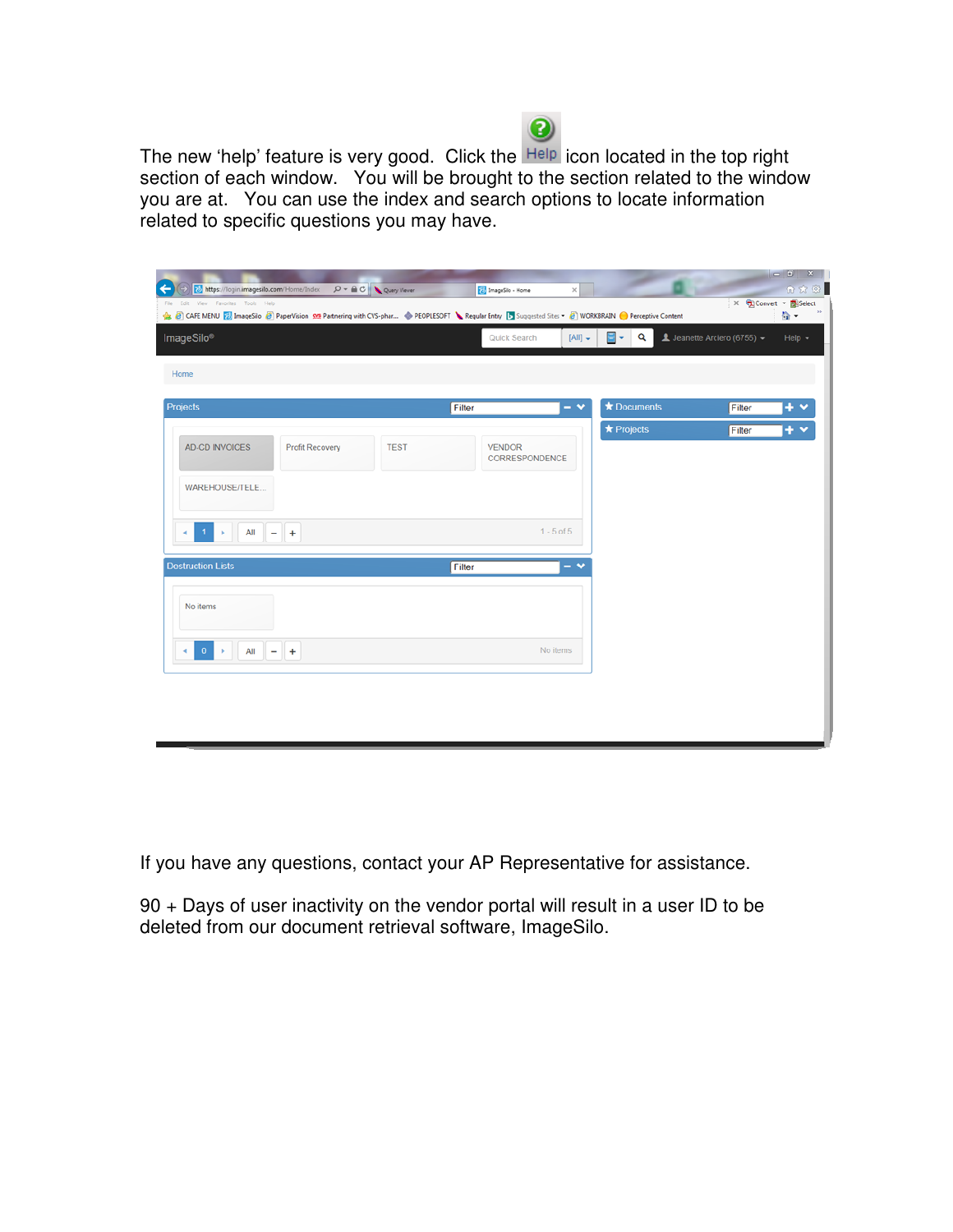The new 'help' feature is very good. Click the Help icon located in the top right section of each window. You will be brought to the section related to the window you are at. You can use the index and search options to locate information related to specific questions you may have.

If you have any questions, contact your AP Representative for assistance.

90 + Days of user inactivity on the vendor portal will result in a user ID to be deleted from our document retrieval software, ImageSilo.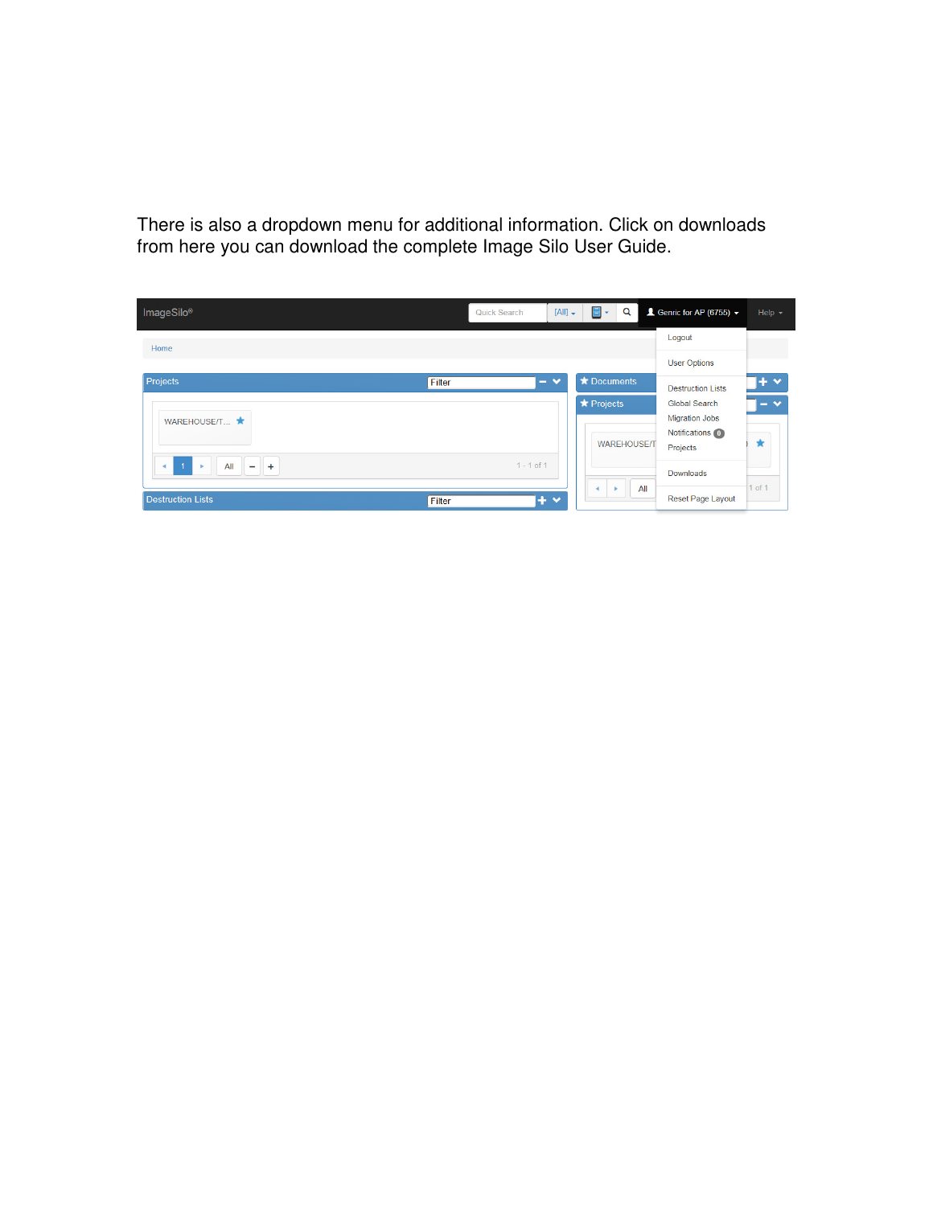There is also a dropdown menu for additional information. Click on downloads from here you can download the complete Image Silo User Guide.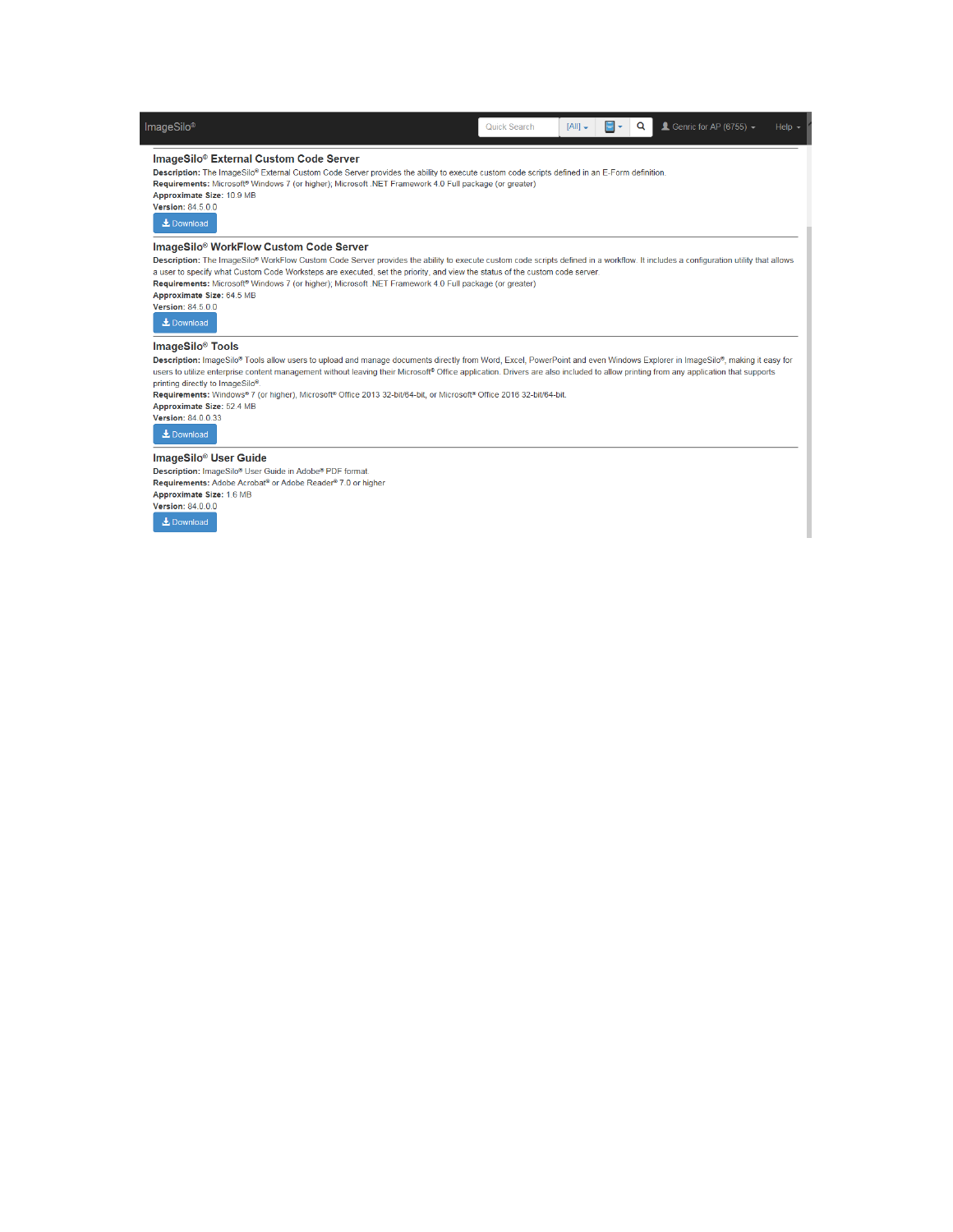ImageSilo® | Quick Search | [All] | Genric for AP (6755) | Help

### ImageSilo® External Custom Code Server

**Description:** The ImageSilo® External Custom Code Server provides the ability to execute custom code scripts defined in an E-Form definition.
**Requirements:** Microsoft® Windows 7 (or higher); Microsoft .NET Framework 4.0 Full package (or greater)
**Approximate Size:** 10.9 MB
**Version:** 84.5.0.0

Download

### ImageSilo® WorkFlow Custom Code Server

**Description:** The ImageSilo® WorkFlow Custom Code Server provides the ability to execute custom code scripts defined in a workflow. It includes a configuration utility that allows a user to specify what Custom Code Worksteps are executed, set the priority, and view the status of the custom code server.
**Requirements:** Microsoft® Windows 7 (or higher); Microsoft .NET Framework 4.0 Full package (or greater)
**Approximate Size:** 64.5 MB
**Version:** 84.5.0.0

Download

### ImageSilo® Tools

**Description:** ImageSilo® Tools allow users to upload and manage documents directly from Word, Excel, PowerPoint and even Windows Explorer in ImageSilo®, making it easy for users to utilize enterprise content management without leaving their Microsoft® Office application. Drivers are also included to allow printing from any application that supports printing directly to ImageSilo®.
**Requirements:** Windows® 7 (or higher), Microsoft® Office 2013 32-bit/64-bit, or Microsoft® Office 2016 32-bit/64-bit.
**Approximate Size:** 52.4 MB
**Version:** 84.0.0.33

Download

### ImageSilo® User Guide

**Description:** ImageSilo® User Guide in Adobe® PDF format.
**Requirements:** Adobe Acrobat® or Adobe Reader® 7.0 or higher
**Approximate Size:** 1.6 MB
**Version:** 84.0.0.0

Download